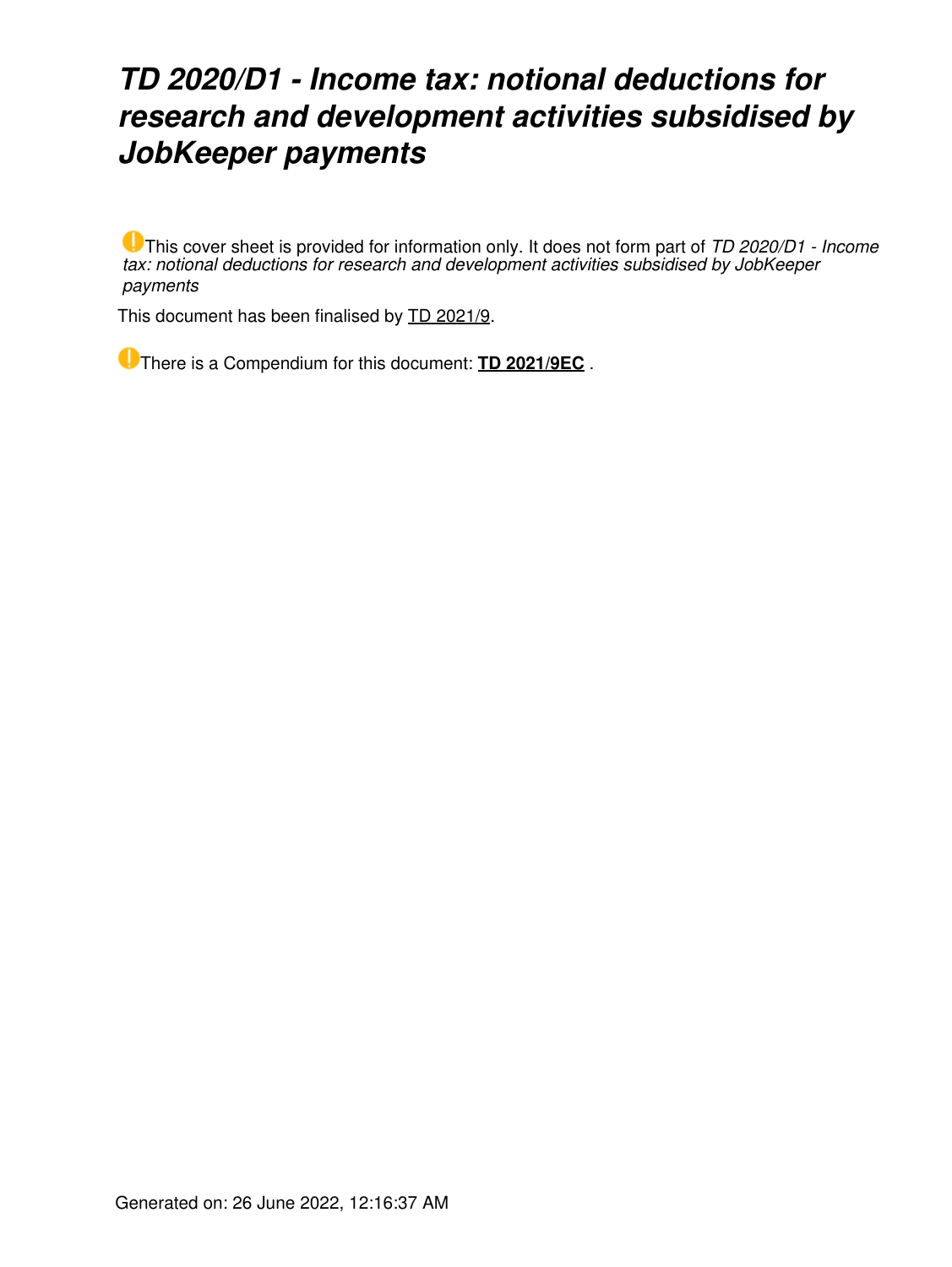# *TD 2020/D1 - Income tax: notional deductions for research and development activities subsidised by JobKeeper payments*

This cover sheet is provided for information only. It does not form part of *TD 2020/D1 - Income tax: notional deductions for research and development activities subsidised by JobKeeper payments*

This document has been finalised by TD 2021/9.

There is a Compendium for this document: **TD 2021/9EC** .

Generated on: 26 June 2022, 12:16:37 AM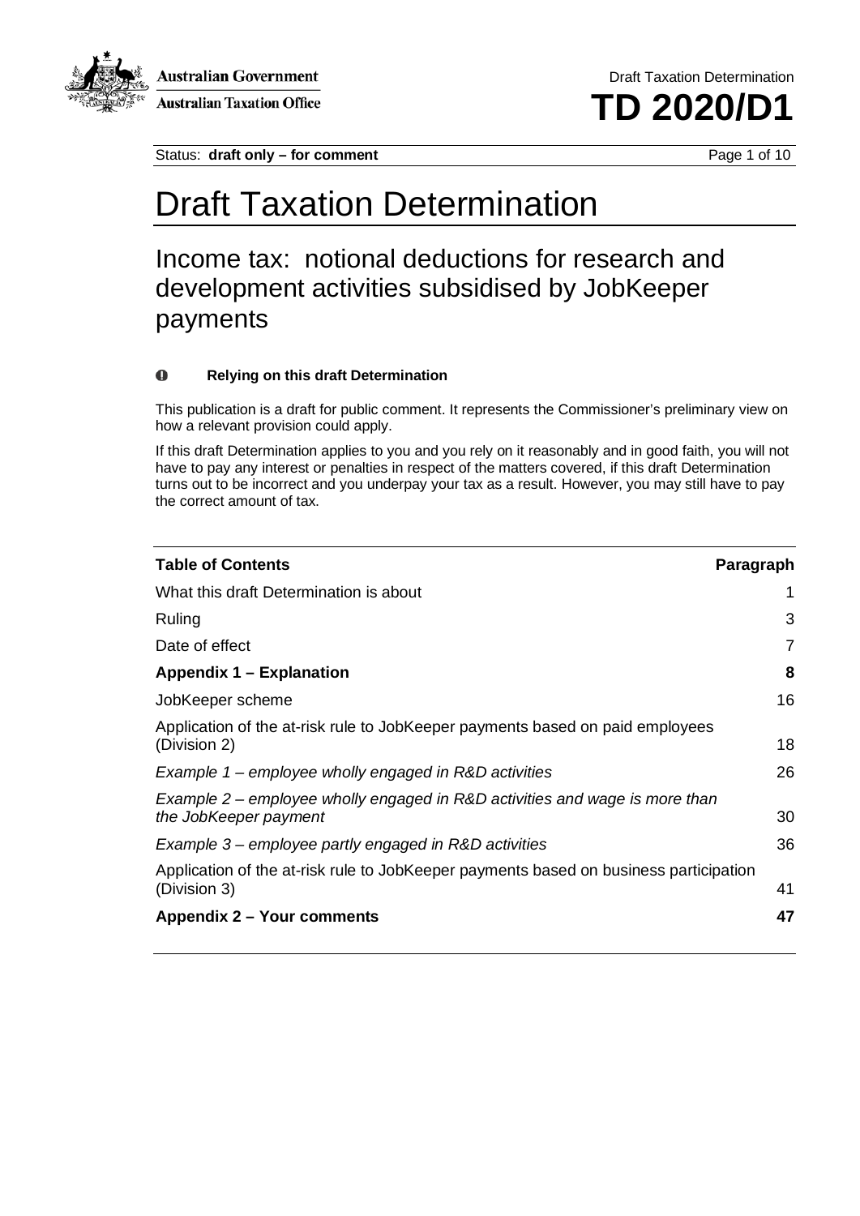# Draft Taxation Determination

## Income tax: notional deductions for research and development activities subsidised by JobKeeper payments

**Relying on this draft Determination**

This publication is a draft for public comment. It represents the Commissioner's preliminary view on how a relevant provision could apply.

If this draft Determination applies to you and you rely on it reasonably and in good faith, you will not have to pay any interest or penalties in respect of the matters covered, if this draft Determination turns out to be incorrect and you underpay your tax as a result. However, you may still have to pay the correct amount of tax.

| **Table of Contents** | **Paragraph** |
|---|---|
| What this draft Determination is about | 1 |
| Ruling | 3 |
| Date of effect | 7 |
| **Appendix 1 – Explanation** | **8** |
| JobKeeper scheme | 16 |
| Application of the at-risk rule to JobKeeper payments based on paid employees (Division 2) | 18 |
| *Example 1 – employee wholly engaged in R&D activities* | 26 |
| *Example 2 – employee wholly engaged in R&D activities and wage is more than the JobKeeper payment* | 30 |
| *Example 3 – employee partly engaged in R&D activities* | 36 |
| Application of the at-risk rule to JobKeeper payments based on business participation (Division 3) | 41 |
| **Appendix 2 – Your comments** | **47** |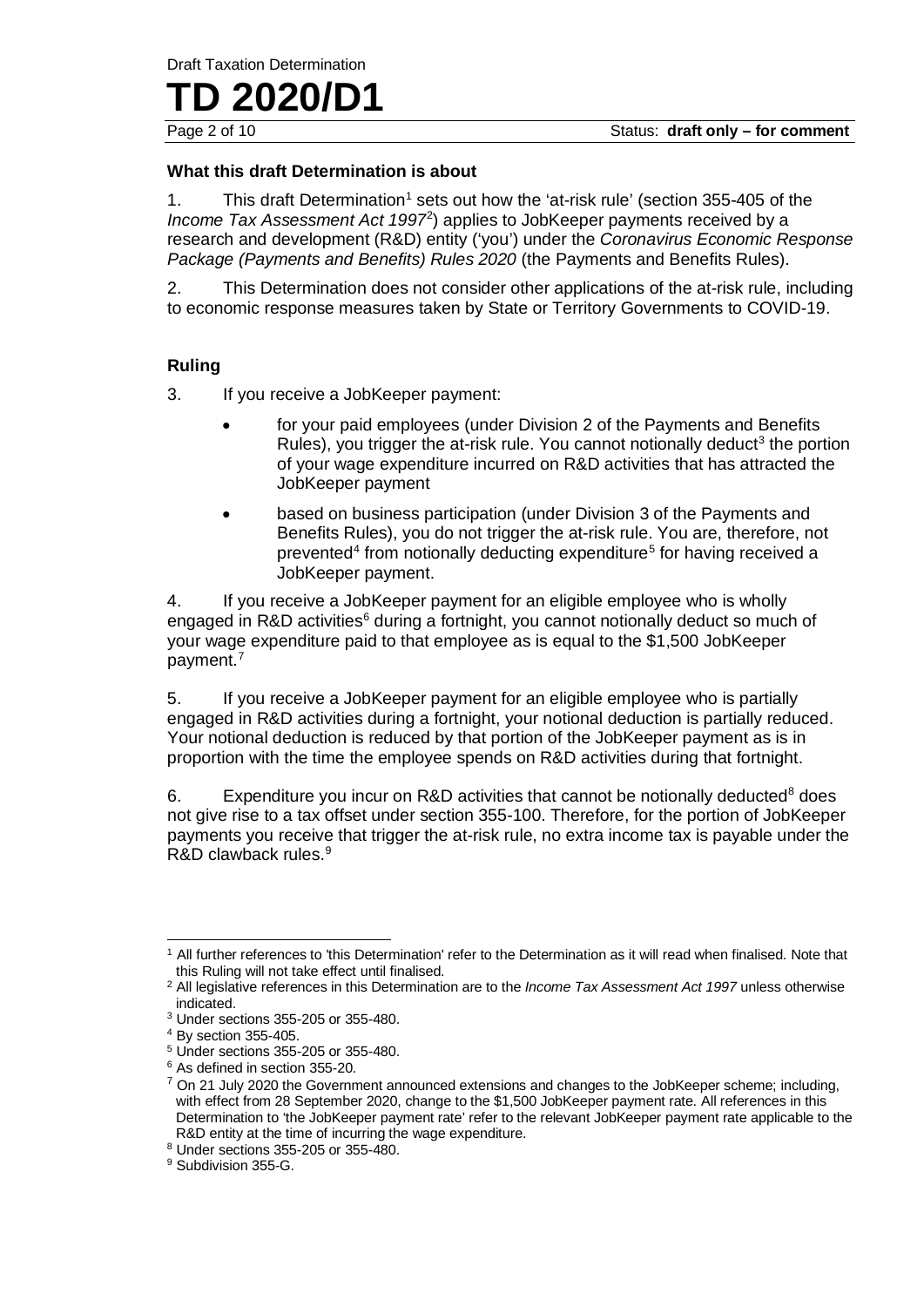### What this draft Determination is about

1. This draft Determination[1] sets out how the 'at-risk rule' (section 355-405 of the *Income Tax Assessment Act 1997*[2]) applies to JobKeeper payments received by a research and development (R&D) entity ('you') under the *Coronavirus Economic Response Package (Payments and Benefits) Rules 2020* (the Payments and Benefits Rules).

2. This Determination does not consider other applications of the at-risk rule, including to economic response measures taken by State or Territory Governments to COVID-19.

### Ruling

3. If you receive a JobKeeper payment:

- for your paid employees (under Division 2 of the Payments and Benefits Rules), you trigger the at-risk rule. You cannot notionally deduct[3] the portion of your wage expenditure incurred on R&D activities that has attracted the JobKeeper payment
- based on business participation (under Division 3 of the Payments and Benefits Rules), you do not trigger the at-risk rule. You are, therefore, not prevented[4] from notionally deducting expenditure[5] for having received a JobKeeper payment.

4. If you receive a JobKeeper payment for an eligible employee who is wholly engaged in R&D activities[6] during a fortnight, you cannot notionally deduct so much of your wage expenditure paid to that employee as is equal to the $1,500 JobKeeper payment.[7]

5. If you receive a JobKeeper payment for an eligible employee who is partially engaged in R&D activities during a fortnight, your notional deduction is partially reduced. Your notional deduction is reduced by that portion of the JobKeeper payment as is in proportion with the time the employee spends on R&D activities during that fortnight.

6. Expenditure you incur on R&D activities that cannot be notionally deducted[8] does not give rise to a tax offset under section 355-100. Therefore, for the portion of JobKeeper payments you receive that trigger the at-risk rule, no extra income tax is payable under the R&D clawback rules.[9]

---

[1] All further references to 'this Determination' refer to the Determination as it will read when finalised. Note that this Ruling will not take effect until finalised.

[2] All legislative references in this Determination are to the *Income Tax Assessment Act 1997* unless otherwise indicated.

[3] Under sections 355-205 or 355-480.

[4] By section 355-405.

[5] Under sections 355-205 or 355-480.

[6] As defined in section 355-20.

[7] On 21 July 2020 the Government announced extensions and changes to the JobKeeper scheme; including, with effect from 28 September 2020, change to the $1,500 JobKeeper payment rate. All references in this Determination to 'the JobKeeper payment rate' refer to the relevant JobKeeper payment rate applicable to the R&D entity at the time of incurring the wage expenditure.

[8] Under sections 355-205 or 355-480.

[9] Subdivision 355-G.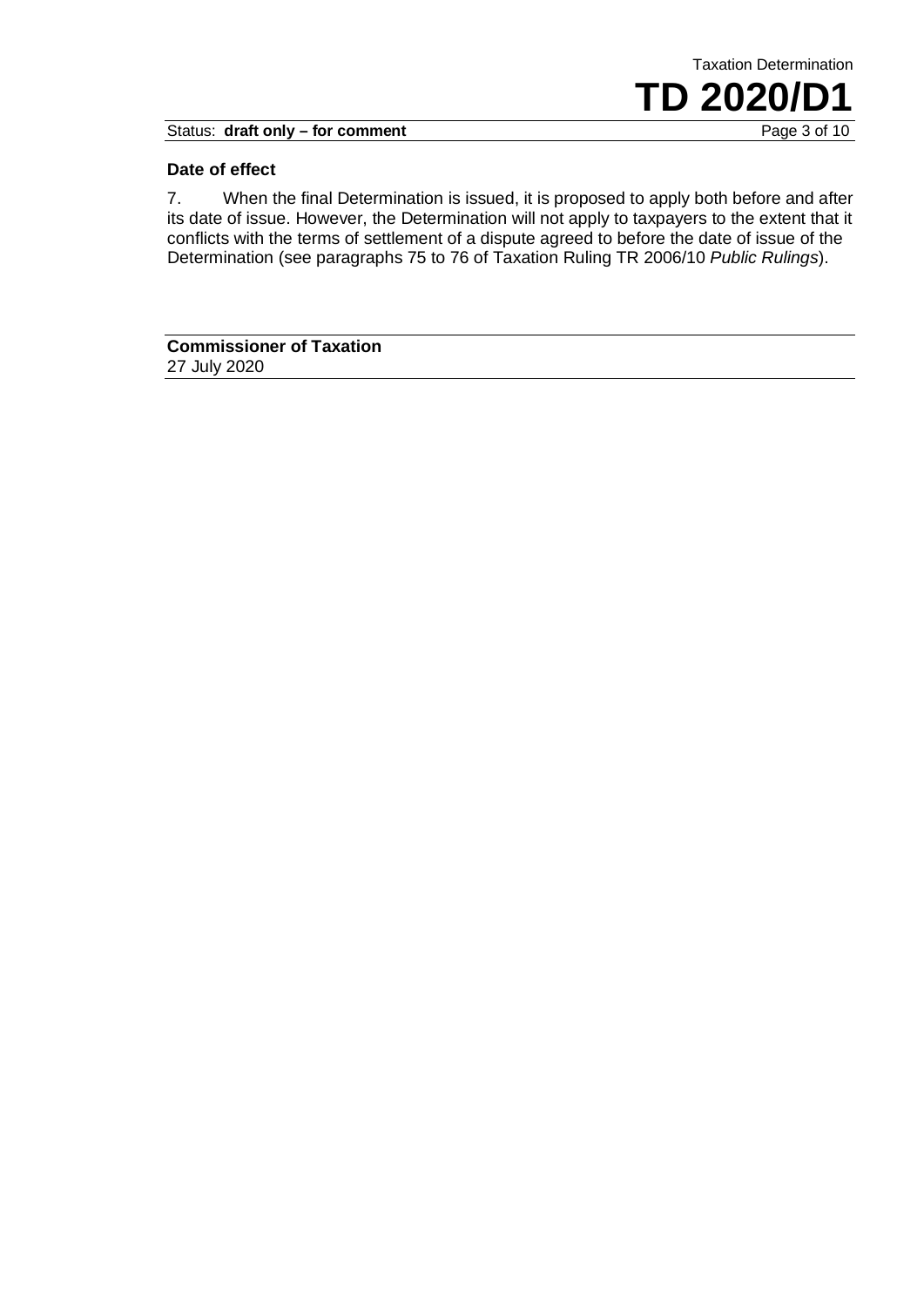**Date of effect**

7. When the final Determination is issued, it is proposed to apply both before and after its date of issue. However, the Determination will not apply to taxpayers to the extent that it conflicts with the terms of settlement of a dispute agreed to before the date of issue of the Determination (see paragraphs 75 to 76 of Taxation Ruling TR 2006/10 *Public Rulings*).

**Commissioner of Taxation**
27 July 2020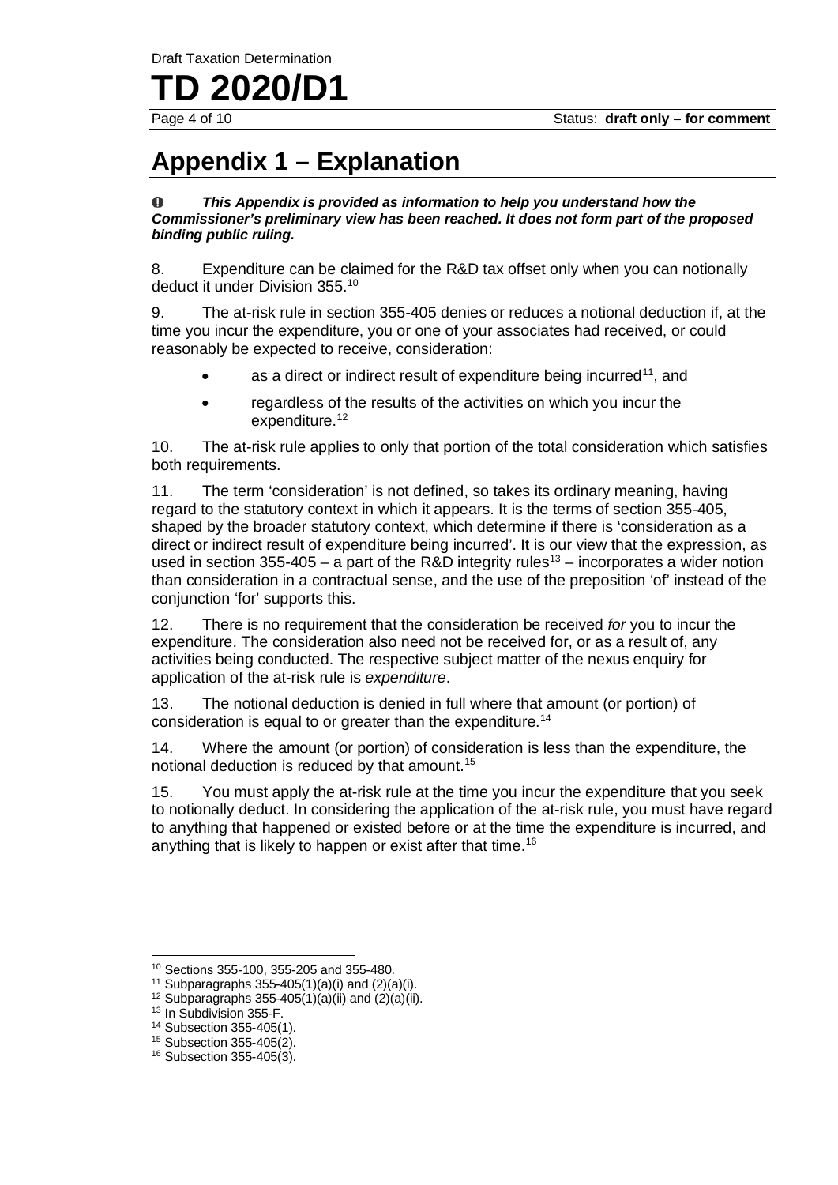# Appendix 1 – Explanation

**_This Appendix is provided as information to help you understand how the Commissioner's preliminary view has been reached. It does not form part of the proposed binding public ruling._**

8. Expenditure can be claimed for the R&D tax offset only when you can notionally deduct it under Division 355.[10]

9. The at-risk rule in section 355-405 denies or reduces a notional deduction if, at the time you incur the expenditure, you or one of your associates had received, or could reasonably be expected to receive, consideration:

- as a direct or indirect result of expenditure being incurred[11], and
- regardless of the results of the activities on which you incur the expenditure.[12]

10. The at-risk rule applies to only that portion of the total consideration which satisfies both requirements.

11. The term 'consideration' is not defined, so takes its ordinary meaning, having regard to the statutory context in which it appears. It is the terms of section 355-405, shaped by the broader statutory context, which determine if there is 'consideration as a direct or indirect result of expenditure being incurred'. It is our view that the expression, as used in section 355-405 – a part of the R&D integrity rules[13] – incorporates a wider notion than consideration in a contractual sense, and the use of the preposition 'of' instead of the conjunction 'for' supports this.

12. There is no requirement that the consideration be received *for* you to incur the expenditure. The consideration also need not be received for, or as a result of, any activities being conducted. The respective subject matter of the nexus enquiry for application of the at-risk rule is *expenditure*.

13. The notional deduction is denied in full where that amount (or portion) of consideration is equal to or greater than the expenditure.[14]

14. Where the amount (or portion) of consideration is less than the expenditure, the notional deduction is reduced by that amount.[15]

15. You must apply the at-risk rule at the time you incur the expenditure that you seek to notionally deduct. In considering the application of the at-risk rule, you must have regard to anything that happened or existed before or at the time the expenditure is incurred, and anything that is likely to happen or exist after that time.[16]

---

[10] Sections 355-100, 355-205 and 355-480.

[11] Subparagraphs 355-405(1)(a)(i) and (2)(a)(i).

[12] Subparagraphs 355-405(1)(a)(ii) and (2)(a)(ii).

[13] In Subdivision 355-F.

[14] Subsection 355-405(1).

[15] Subsection 355-405(2).

[16] Subsection 355-405(3).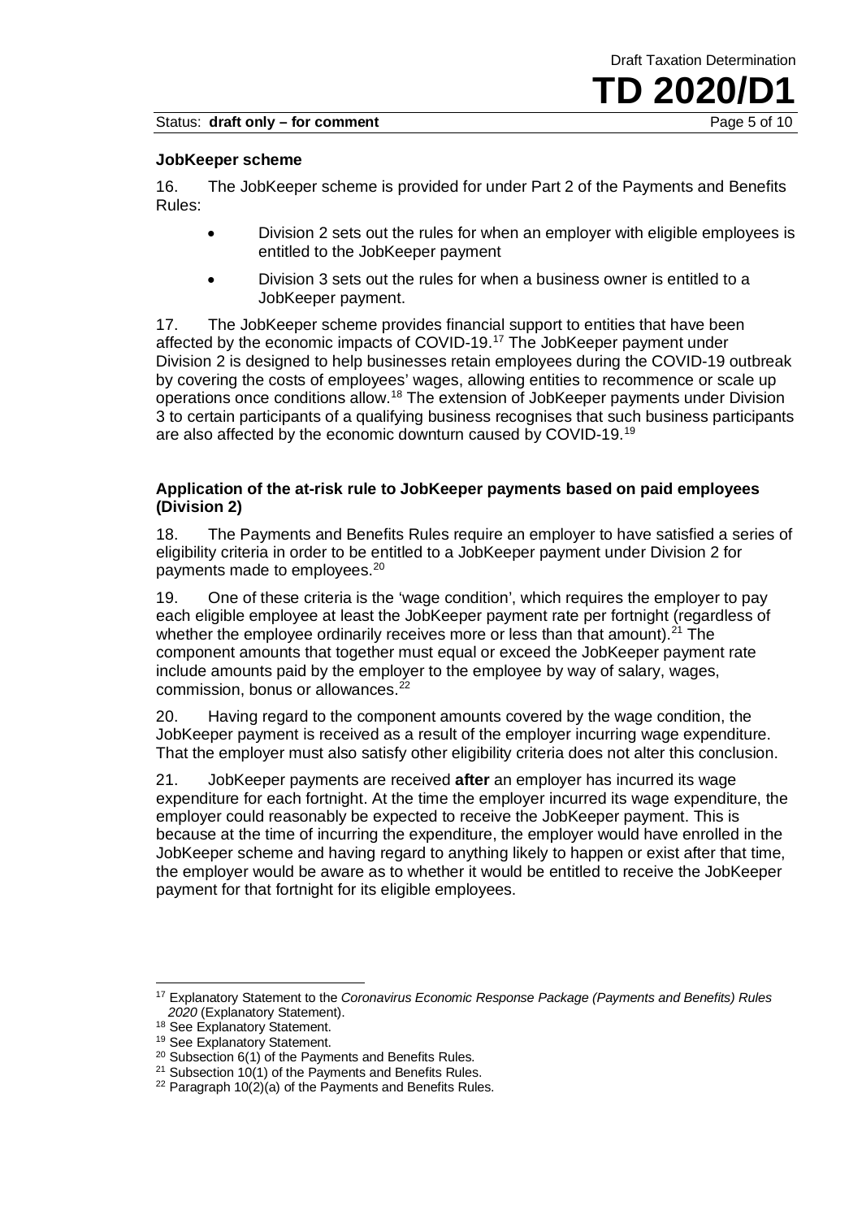### JobKeeper scheme

16. The JobKeeper scheme is provided for under Part 2 of the Payments and Benefits Rules:

- Division 2 sets out the rules for when an employer with eligible employees is entitled to the JobKeeper payment
- Division 3 sets out the rules for when a business owner is entitled to a JobKeeper payment.

17. The JobKeeper scheme provides financial support to entities that have been affected by the economic impacts of COVID-19.[17] The JobKeeper payment under Division 2 is designed to help businesses retain employees during the COVID-19 outbreak by covering the costs of employees' wages, allowing entities to recommence or scale up operations once conditions allow.[18] The extension of JobKeeper payments under Division 3 to certain participants of a qualifying business recognises that such business participants are also affected by the economic downturn caused by COVID-19.[19]

### Application of the at-risk rule to JobKeeper payments based on paid employees (Division 2)

18. The Payments and Benefits Rules require an employer to have satisfied a series of eligibility criteria in order to be entitled to a JobKeeper payment under Division 2 for payments made to employees.[20]

19. One of these criteria is the 'wage condition', which requires the employer to pay each eligible employee at least the JobKeeper payment rate per fortnight (regardless of whether the employee ordinarily receives more or less than that amount).[21] The component amounts that together must equal or exceed the JobKeeper payment rate include amounts paid by the employer to the employee by way of salary, wages, commission, bonus or allowances.[22]

20. Having regard to the component amounts covered by the wage condition, the JobKeeper payment is received as a result of the employer incurring wage expenditure. That the employer must also satisfy other eligibility criteria does not alter this conclusion.

21. JobKeeper payments are received **after** an employer has incurred its wage expenditure for each fortnight. At the time the employer incurred its wage expenditure, the employer could reasonably be expected to receive the JobKeeper payment. This is because at the time of incurring the expenditure, the employer would have enrolled in the JobKeeper scheme and having regard to anything likely to happen or exist after that time, the employer would be aware as to whether it would be entitled to receive the JobKeeper payment for that fortnight for its eligible employees.

---

[17] Explanatory Statement to the *Coronavirus Economic Response Package (Payments and Benefits) Rules 2020* (Explanatory Statement).

[18] See Explanatory Statement.

[19] See Explanatory Statement.

[20] Subsection 6(1) of the Payments and Benefits Rules.

[21] Subsection 10(1) of the Payments and Benefits Rules.

[22] Paragraph 10(2)(a) of the Payments and Benefits Rules.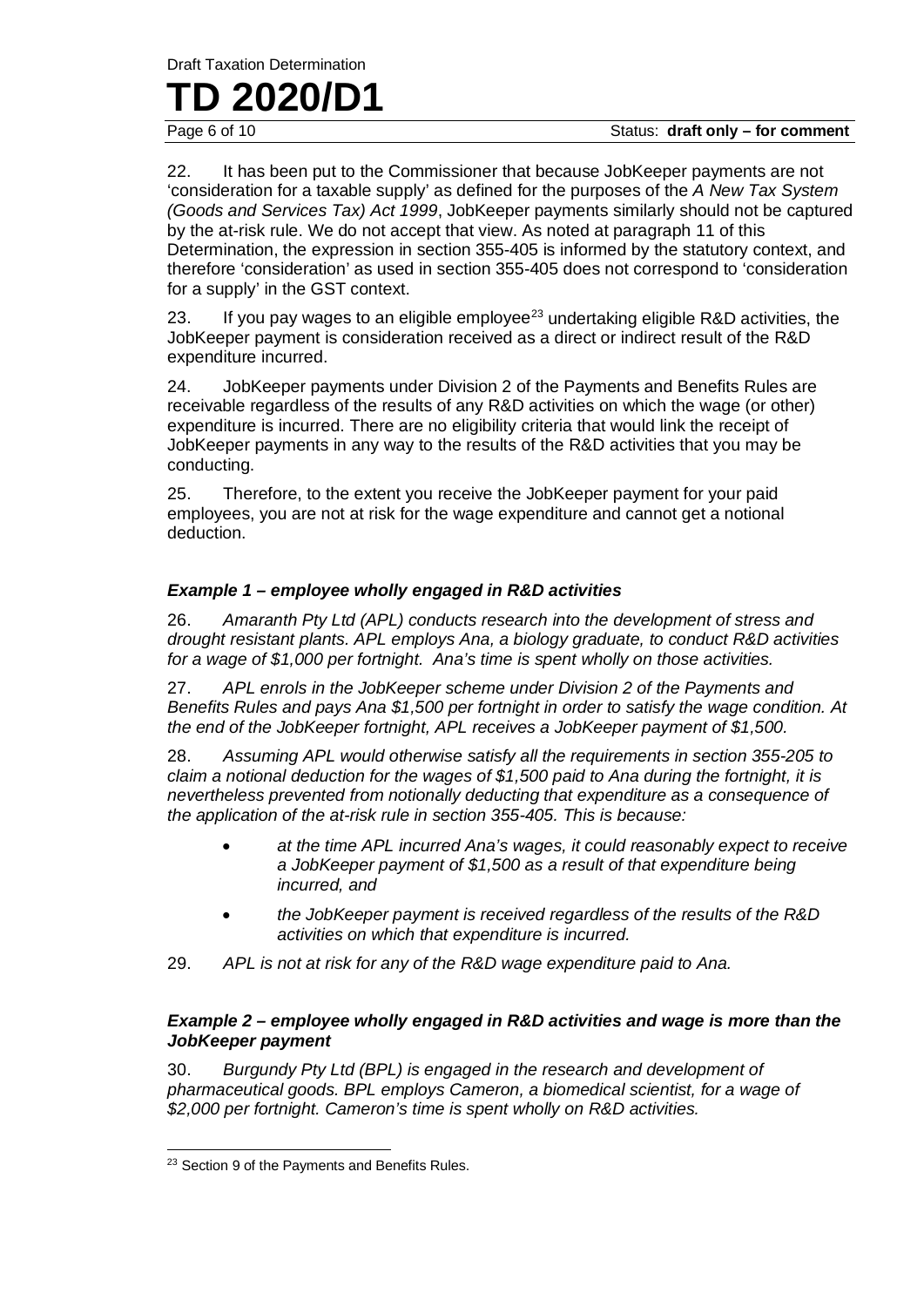22. It has been put to the Commissioner that because JobKeeper payments are not 'consideration for a taxable supply' as defined for the purposes of the *A New Tax System (Goods and Services Tax) Act 1999*, JobKeeper payments similarly should not be captured by the at-risk rule. We do not accept that view. As noted at paragraph 11 of this Determination, the expression in section 355-405 is informed by the statutory context, and therefore 'consideration' as used in section 355-405 does not correspond to 'consideration for a supply' in the GST context.

23. If you pay wages to an eligible employee[23] undertaking eligible R&D activities, the JobKeeper payment is consideration received as a direct or indirect result of the R&D expenditure incurred.

24. JobKeeper payments under Division 2 of the Payments and Benefits Rules are receivable regardless of the results of any R&D activities on which the wage (or other) expenditure is incurred. There are no eligibility criteria that would link the receipt of JobKeeper payments in any way to the results of the R&D activities that you may be conducting.

25. Therefore, to the extent you receive the JobKeeper payment for your paid employees, you are not at risk for the wage expenditure and cannot get a notional deduction.

### *Example 1 – employee wholly engaged in R&D activities*

26. *Amaranth Pty Ltd (APL) conducts research into the development of stress and drought resistant plants. APL employs Ana, a biology graduate, to conduct R&D activities for a wage of $1,000 per fortnight. Ana's time is spent wholly on those activities.*

27. *APL enrols in the JobKeeper scheme under Division 2 of the Payments and Benefits Rules and pays Ana $1,500 per fortnight in order to satisfy the wage condition. At the end of the JobKeeper fortnight, APL receives a JobKeeper payment of $1,500.*

28. *Assuming APL would otherwise satisfy all the requirements in section 355-205 to claim a notional deduction for the wages of $1,500 paid to Ana during the fortnight, it is nevertheless prevented from notionally deducting that expenditure as a consequence of the application of the at-risk rule in section 355-405. This is because:*

- *at the time APL incurred Ana's wages, it could reasonably expect to receive a JobKeeper payment of $1,500 as a result of that expenditure being incurred, and*
- *the JobKeeper payment is received regardless of the results of the R&D activities on which that expenditure is incurred.*

29. *APL is not at risk for any of the R&D wage expenditure paid to Ana.*

### *Example 2 – employee wholly engaged in R&D activities and wage is more than the JobKeeper payment*

30. *Burgundy Pty Ltd (BPL) is engaged in the research and development of pharmaceutical goods. BPL employs Cameron, a biomedical scientist, for a wage of $2,000 per fortnight. Cameron's time is spent wholly on R&D activities.*

---

[23] Section 9 of the Payments and Benefits Rules.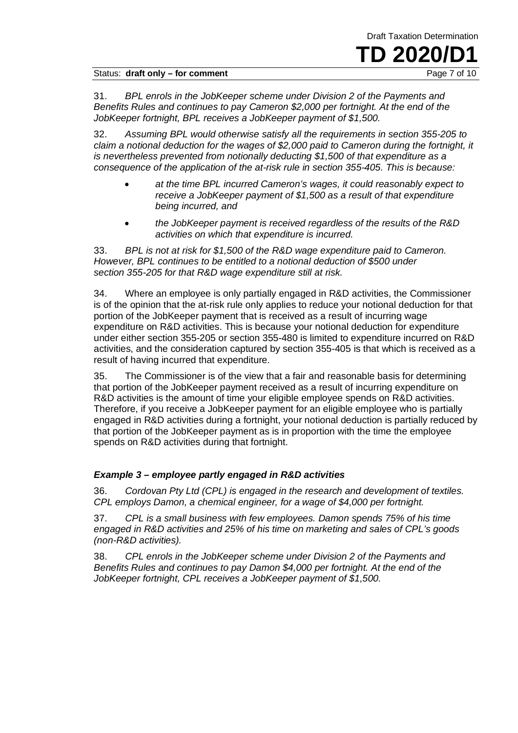31. *BPL enrols in the JobKeeper scheme under Division 2 of the Payments and Benefits Rules and continues to pay Cameron $2,000 per fortnight. At the end of the JobKeeper fortnight, BPL receives a JobKeeper payment of $1,500.*

32. *Assuming BPL would otherwise satisfy all the requirements in section 355-205 to claim a notional deduction for the wages of $2,000 paid to Cameron during the fortnight, it is nevertheless prevented from notionally deducting $1,500 of that expenditure as a consequence of the application of the at-risk rule in section 355-405. This is because:*

- *at the time BPL incurred Cameron's wages, it could reasonably expect to receive a JobKeeper payment of $1,500 as a result of that expenditure being incurred, and*
- *the JobKeeper payment is received regardless of the results of the R&D activities on which that expenditure is incurred.*

33. *BPL is not at risk for $1,500 of the R&D wage expenditure paid to Cameron. However, BPL continues to be entitled to a notional deduction of $500 under section 355-205 for that R&D wage expenditure still at risk.*

34. Where an employee is only partially engaged in R&D activities, the Commissioner is of the opinion that the at-risk rule only applies to reduce your notional deduction for that portion of the JobKeeper payment that is received as a result of incurring wage expenditure on R&D activities. This is because your notional deduction for expenditure under either section 355-205 or section 355-480 is limited to expenditure incurred on R&D activities, and the consideration captured by section 355-405 is that which is received as a result of having incurred that expenditure.

35. The Commissioner is of the view that a fair and reasonable basis for determining that portion of the JobKeeper payment received as a result of incurring expenditure on R&D activities is the amount of time your eligible employee spends on R&D activities. Therefore, if you receive a JobKeeper payment for an eligible employee who is partially engaged in R&D activities during a fortnight, your notional deduction is partially reduced by that portion of the JobKeeper payment as is in proportion with the time the employee spends on R&D activities during that fortnight.

### *Example 3 – employee partly engaged in R&D activities*

36. *Cordovan Pty Ltd (CPL) is engaged in the research and development of textiles. CPL employs Damon, a chemical engineer, for a wage of $4,000 per fortnight.*

37. *CPL is a small business with few employees. Damon spends 75% of his time engaged in R&D activities and 25% of his time on marketing and sales of CPL's goods (non-R&D activities).*

38. *CPL enrols in the JobKeeper scheme under Division 2 of the Payments and Benefits Rules and continues to pay Damon $4,000 per fortnight. At the end of the JobKeeper fortnight, CPL receives a JobKeeper payment of $1,500.*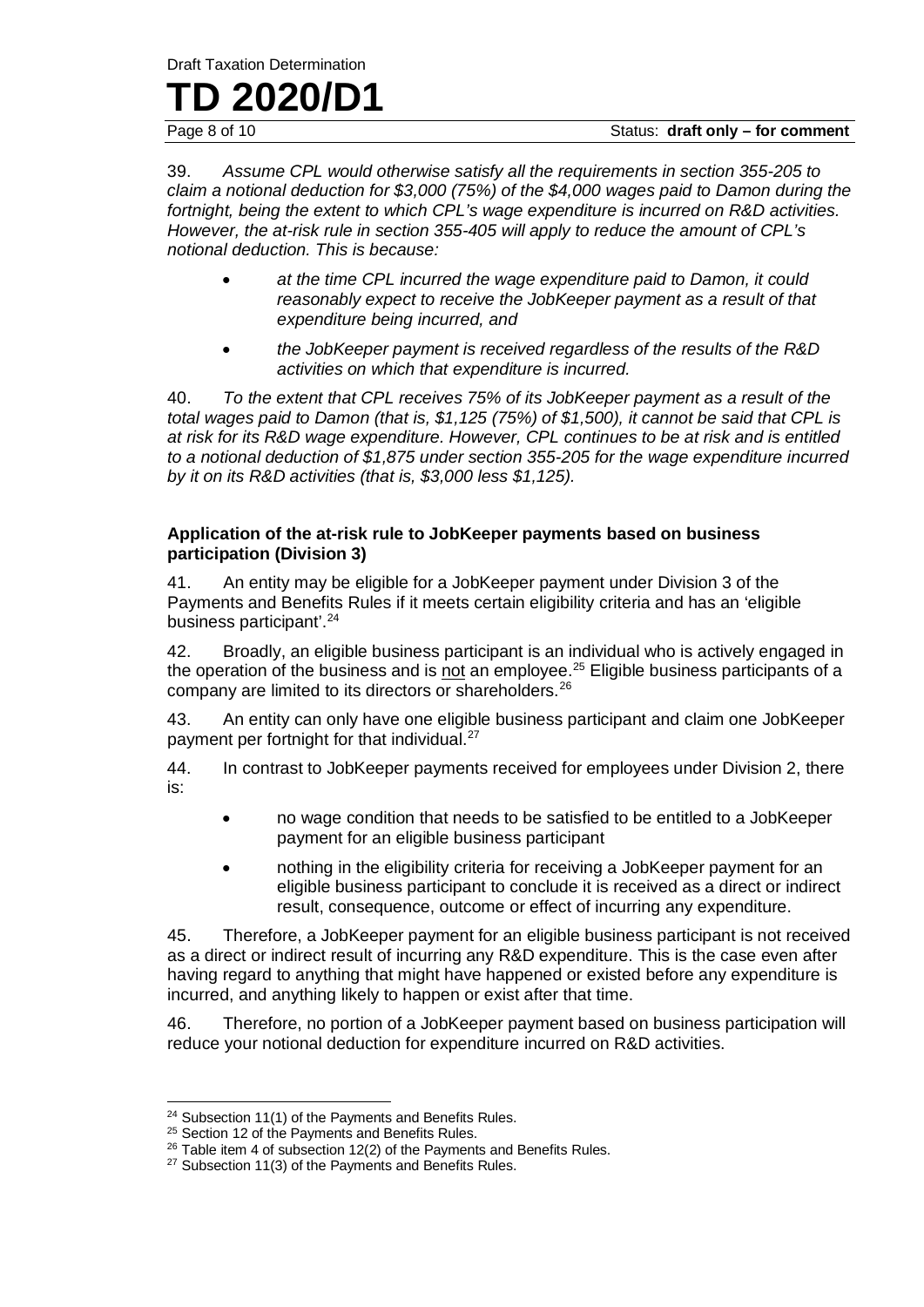39. *Assume CPL would otherwise satisfy all the requirements in section 355-205 to claim a notional deduction for $3,000 (75%) of the $4,000 wages paid to Damon during the fortnight, being the extent to which CPL's wage expenditure is incurred on R&D activities. However, the at-risk rule in section 355-405 will apply to reduce the amount of CPL's notional deduction. This is because:*

- *at the time CPL incurred the wage expenditure paid to Damon, it could reasonably expect to receive the JobKeeper payment as a result of that expenditure being incurred, and*
- *the JobKeeper payment is received regardless of the results of the R&D activities on which that expenditure is incurred.*

40. *To the extent that CPL receives 75% of its JobKeeper payment as a result of the total wages paid to Damon (that is, $1,125 (75%) of $1,500), it cannot be said that CPL is at risk for its R&D wage expenditure. However, CPL continues to be at risk and is entitled to a notional deduction of $1,875 under section 355-205 for the wage expenditure incurred by it on its R&D activities (that is, $3,000 less $1,125).*

### Application of the at-risk rule to JobKeeper payments based on business participation (Division 3)

41. An entity may be eligible for a JobKeeper payment under Division 3 of the Payments and Benefits Rules if it meets certain eligibility criteria and has an 'eligible business participant'.[24]

42. Broadly, an eligible business participant is an individual who is actively engaged in the operation of the business and is not an employee.[25] Eligible business participants of a company are limited to its directors or shareholders.[26]

43. An entity can only have one eligible business participant and claim one JobKeeper payment per fortnight for that individual.[27]

44. In contrast to JobKeeper payments received for employees under Division 2, there is:

- no wage condition that needs to be satisfied to be entitled to a JobKeeper payment for an eligible business participant
- nothing in the eligibility criteria for receiving a JobKeeper payment for an eligible business participant to conclude it is received as a direct or indirect result, consequence, outcome or effect of incurring any expenditure.

45. Therefore, a JobKeeper payment for an eligible business participant is not received as a direct or indirect result of incurring any R&D expenditure. This is the case even after having regard to anything that might have happened or existed before any expenditure is incurred, and anything likely to happen or exist after that time.

46. Therefore, no portion of a JobKeeper payment based on business participation will reduce your notional deduction for expenditure incurred on R&D activities.

---

[24] Subsection 11(1) of the Payments and Benefits Rules.
[25] Section 12 of the Payments and Benefits Rules.
[26] Table item 4 of subsection 12(2) of the Payments and Benefits Rules.
[27] Subsection 11(3) of the Payments and Benefits Rules.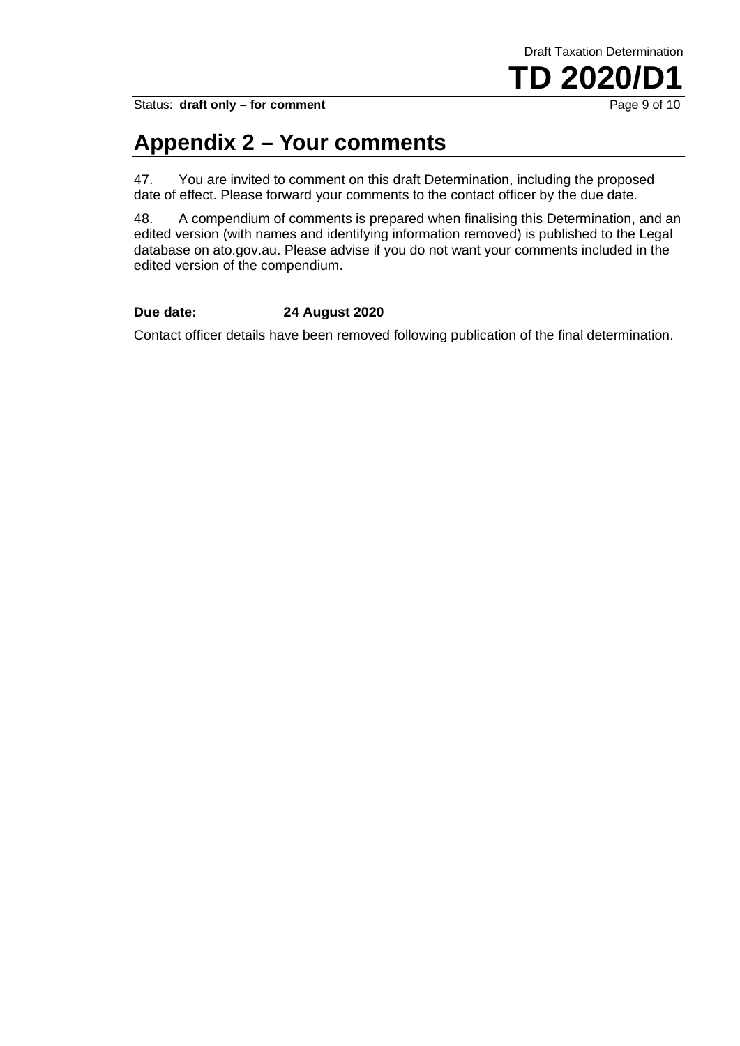# Appendix 2 – Your comments

47. You are invited to comment on this draft Determination, including the proposed date of effect. Please forward your comments to the contact officer by the due date.

48. A compendium of comments is prepared when finalising this Determination, and an edited version (with names and identifying information removed) is published to the Legal database on ato.gov.au. Please advise if you do not want your comments included in the edited version of the compendium.

**Due date: 24 August 2020**

Contact officer details have been removed following publication of the final determination.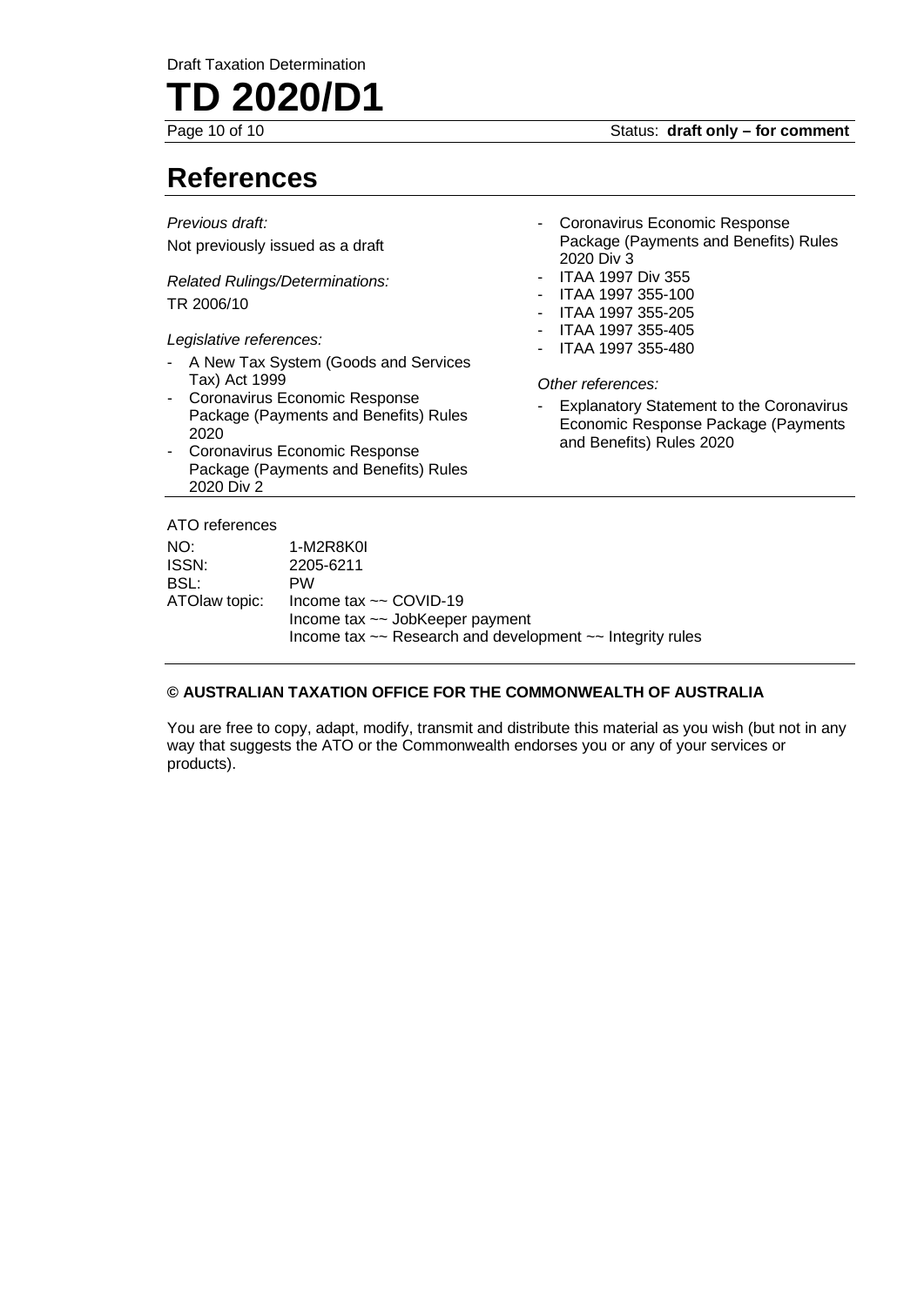# References

*Previous draft:*

Not previously issued as a draft

*Related Rulings/Determinations:*

TR 2006/10

*Legislative references:*

- A New Tax System (Goods and Services Tax) Act 1999
- Coronavirus Economic Response Package (Payments and Benefits) Rules 2020
- Coronavirus Economic Response Package (Payments and Benefits) Rules 2020 Div 2
- Coronavirus Economic Response Package (Payments and Benefits) Rules 2020 Div 3
- ITAA 1997 Div 355
- ITAA 1997 355-100
- ITAA 1997 355-205
- ITAA 1997 355-405
- ITAA 1997 355-480

*Other references:*

- Explanatory Statement to the Coronavirus Economic Response Package (Payments and Benefits) Rules 2020

ATO references

| | |
|---|---|
| NO: | 1-M2R8K0I |
| ISSN: | 2205-6211 |
| BSL: | PW |
| ATOlaw topic: | Income tax ~~ COVID-19<br>Income tax ~~ JobKeeper payment<br>Income tax ~~ Research and development ~~ Integrity rules |

**© AUSTRALIAN TAXATION OFFICE FOR THE COMMONWEALTH OF AUSTRALIA**

You are free to copy, adapt, modify, transmit and distribute this material as you wish (but not in any way that suggests the ATO or the Commonwealth endorses you or any of your services or products).